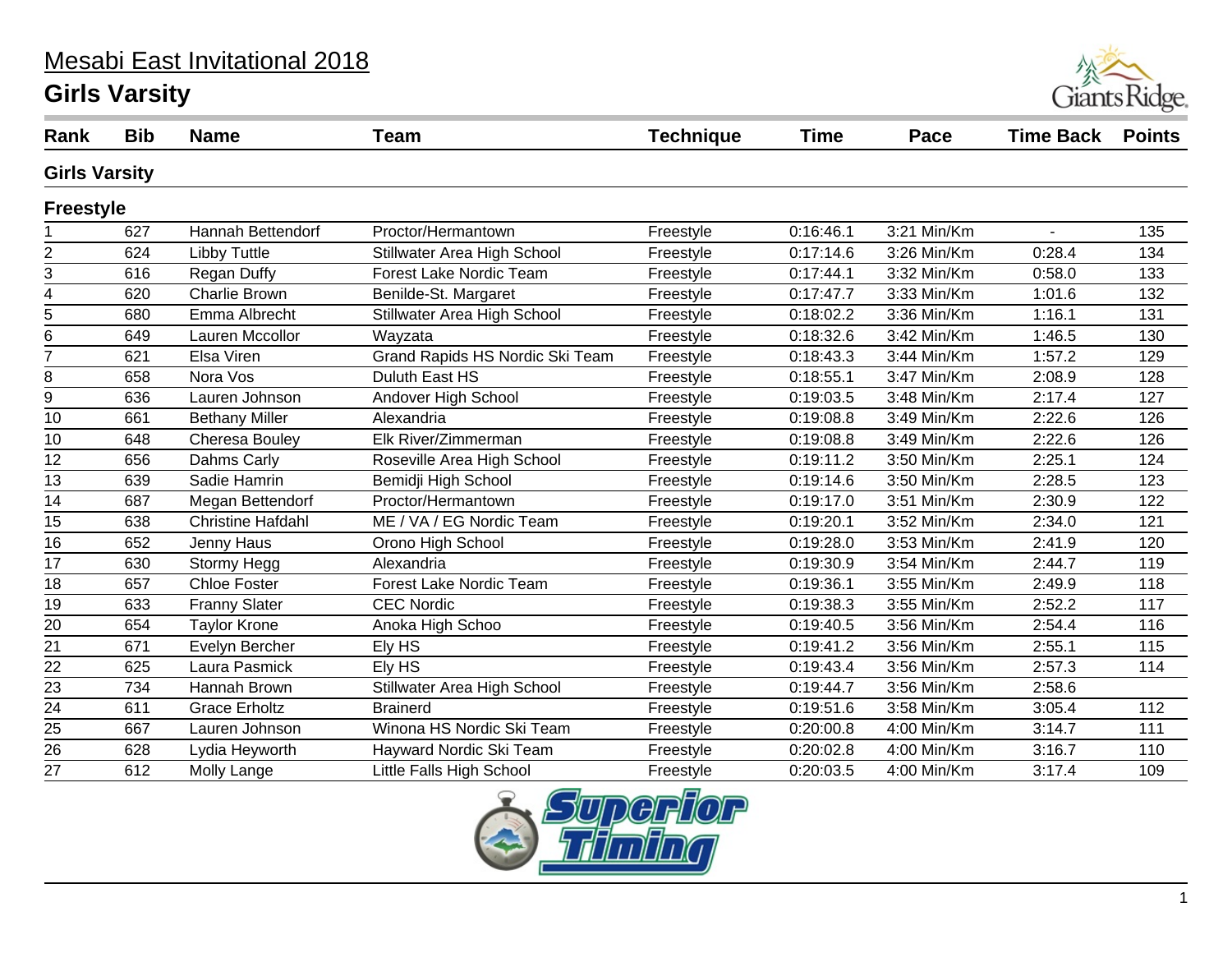# Mesabi East Invitational 2018

## Girls Varsity

| Rank | Bib | Name | Team | Technique | Time | Pace | Time Back | Points |
|---|---|---|---|---|---|---|---|---|

### Girls Varsity

### Freestyle

| Rank | Bib | Name | Team | Technique | Time | Pace | Time Back | Points |
|---|---|---|---|---|---|---|---|---|
| 1 | 627 | Hannah Bettendorf | Proctor/Hermantown | Freestyle | 0:16:46.1 | 3:21 Min/Km | - | 135 |
| 2 | 624 | Libby Tuttle | Stillwater Area High School | Freestyle | 0:17:14.6 | 3:26 Min/Km | 0:28.4 | 134 |
| 3 | 616 | Regan Duffy | Forest Lake Nordic Team | Freestyle | 0:17:44.1 | 3:32 Min/Km | 0:58.0 | 133 |
| 4 | 620 | Charlie Brown | Benilde-St. Margaret | Freestyle | 0:17:47.7 | 3:33 Min/Km | 1:01.6 | 132 |
| 5 | 680 | Emma Albrecht | Stillwater Area High School | Freestyle | 0:18:02.2 | 3:36 Min/Km | 1:16.1 | 131 |
| 6 | 649 | Lauren Mccollor | Wayzata | Freestyle | 0:18:32.6 | 3:42 Min/Km | 1:46.5 | 130 |
| 7 | 621 | Elsa Viren | Grand Rapids HS Nordic Ski Team | Freestyle | 0:18:43.3 | 3:44 Min/Km | 1:57.2 | 129 |
| 8 | 658 | Nora Vos | Duluth East HS | Freestyle | 0:18:55.1 | 3:47 Min/Km | 2:08.9 | 128 |
| 9 | 636 | Lauren Johnson | Andover High School | Freestyle | 0:19:03.5 | 3:48 Min/Km | 2:17.4 | 127 |
| 10 | 661 | Bethany Miller | Alexandria | Freestyle | 0:19:08.8 | 3:49 Min/Km | 2:22.6 | 126 |
| 10 | 648 | Cheresa Bouley | Elk River/Zimmerman | Freestyle | 0:19:08.8 | 3:49 Min/Km | 2:22.6 | 126 |
| 12 | 656 | Dahms Carly | Roseville Area High School | Freestyle | 0:19:11.2 | 3:50 Min/Km | 2:25.1 | 124 |
| 13 | 639 | Sadie Hamrin | Bemidji High School | Freestyle | 0:19:14.6 | 3:50 Min/Km | 2:28.5 | 123 |
| 14 | 687 | Megan Bettendorf | Proctor/Hermantown | Freestyle | 0:19:17.0 | 3:51 Min/Km | 2:30.9 | 122 |
| 15 | 638 | Christine Hafdahl | ME / VA / EG Nordic Team | Freestyle | 0:19:20.1 | 3:52 Min/Km | 2:34.0 | 121 |
| 16 | 652 | Jenny Haus | Orono High School | Freestyle | 0:19:28.0 | 3:53 Min/Km | 2:41.9 | 120 |
| 17 | 630 | Stormy Hegg | Alexandria | Freestyle | 0:19:30.9 | 3:54 Min/Km | 2:44.7 | 119 |
| 18 | 657 | Chloe Foster | Forest Lake Nordic Team | Freestyle | 0:19:36.1 | 3:55 Min/Km | 2:49.9 | 118 |
| 19 | 633 | Franny Slater | CEC Nordic | Freestyle | 0:19:38.3 | 3:55 Min/Km | 2:52.2 | 117 |
| 20 | 654 | Taylor Krone | Anoka High Schoo | Freestyle | 0:19:40.5 | 3:56 Min/Km | 2:54.4 | 116 |
| 21 | 671 | Evelyn Bercher | Ely HS | Freestyle | 0:19:41.2 | 3:56 Min/Km | 2:55.1 | 115 |
| 22 | 625 | Laura Pasmick | Ely HS | Freestyle | 0:19:43.4 | 3:56 Min/Km | 2:57.3 | 114 |
| 23 | 734 | Hannah Brown | Stillwater Area High School | Freestyle | 0:19:44.7 | 3:56 Min/Km | 2:58.6 | |
| 24 | 611 | Grace Erholtz | Brainerd | Freestyle | 0:19:51.6 | 3:58 Min/Km | 3:05.4 | 112 |
| 25 | 667 | Lauren Johnson | Winona HS Nordic Ski Team | Freestyle | 0:20:00.8 | 4:00 Min/Km | 3:14.7 | 111 |
| 26 | 628 | Lydia Heyworth | Hayward Nordic Ski Team | Freestyle | 0:20:02.8 | 4:00 Min/Km | 3:16.7 | 110 |
| 27 | 612 | Molly Lange | Little Falls High School | Freestyle | 0:20:03.5 | 4:00 Min/Km | 3:17.4 | 109 |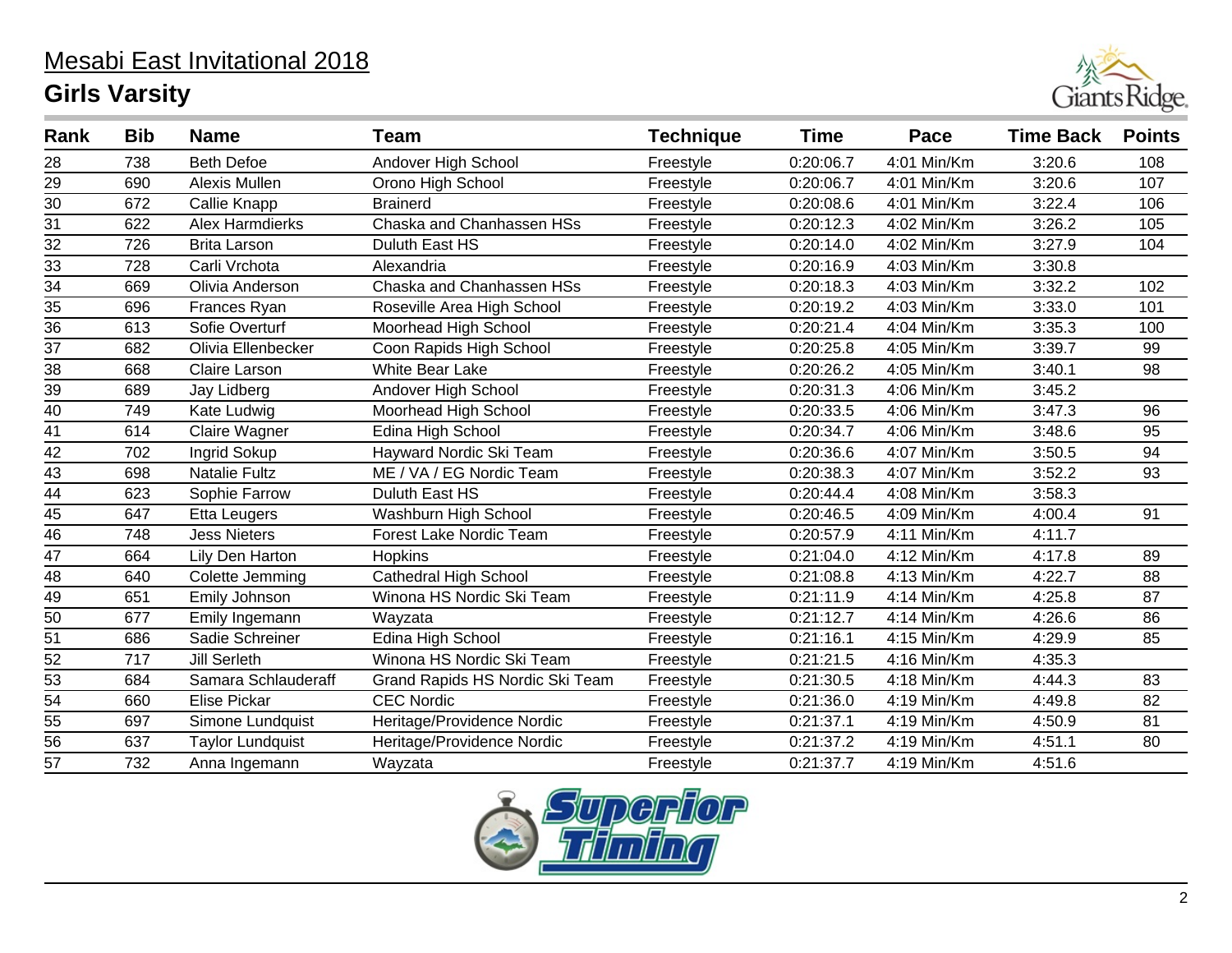# Mesabi East Invitational 2018

## Girls Varsity

| Rank | Bib | Name | Team | Technique | Time | Pace | Time Back | Points |
|---|---|---|---|---|---|---|---|---|
| 28 | 738 | Beth Defoe | Andover High School | Freestyle | 0:20:06.7 | 4:01 Min/Km | 3:20.6 | 108 |
| 29 | 690 | Alexis Mullen | Orono High School | Freestyle | 0:20:06.7 | 4:01 Min/Km | 3:20.6 | 107 |
| 30 | 672 | Callie Knapp | Brainerd | Freestyle | 0:20:08.6 | 4:01 Min/Km | 3:22.4 | 106 |
| 31 | 622 | Alex Harmdierks | Chaska and Chanhassen HSs | Freestyle | 0:20:12.3 | 4:02 Min/Km | 3:26.2 | 105 |
| 32 | 726 | Brita Larson | Duluth East HS | Freestyle | 0:20:14.0 | 4:02 Min/Km | 3:27.9 | 104 |
| 33 | 728 | Carli Vrchota | Alexandria | Freestyle | 0:20:16.9 | 4:03 Min/Km | 3:30.8 | |
| 34 | 669 | Olivia Anderson | Chaska and Chanhassen HSs | Freestyle | 0:20:18.3 | 4:03 Min/Km | 3:32.2 | 102 |
| 35 | 696 | Frances Ryan | Roseville Area High School | Freestyle | 0:20:19.2 | 4:03 Min/Km | 3:33.0 | 101 |
| 36 | 613 | Sofie Overturf | Moorhead High School | Freestyle | 0:20:21.4 | 4:04 Min/Km | 3:35.3 | 100 |
| 37 | 682 | Olivia Ellenbecker | Coon Rapids High School | Freestyle | 0:20:25.8 | 4:05 Min/Km | 3:39.7 | 99 |
| 38 | 668 | Claire Larson | White Bear Lake | Freestyle | 0:20:26.2 | 4:05 Min/Km | 3:40.1 | 98 |
| 39 | 689 | Jay Lidberg | Andover High School | Freestyle | 0:20:31.3 | 4:06 Min/Km | 3:45.2 | |
| 40 | 749 | Kate Ludwig | Moorhead High School | Freestyle | 0:20:33.5 | 4:06 Min/Km | 3:47.3 | 96 |
| 41 | 614 | Claire Wagner | Edina High School | Freestyle | 0:20:34.7 | 4:06 Min/Km | 3:48.6 | 95 |
| 42 | 702 | Ingrid Sokup | Hayward Nordic Ski Team | Freestyle | 0:20:36.6 | 4:07 Min/Km | 3:50.5 | 94 |
| 43 | 698 | Natalie Fultz | ME / VA / EG Nordic Team | Freestyle | 0:20:38.3 | 4:07 Min/Km | 3:52.2 | 93 |
| 44 | 623 | Sophie Farrow | Duluth East HS | Freestyle | 0:20:44.4 | 4:08 Min/Km | 3:58.3 | |
| 45 | 647 | Etta Leugers | Washburn High School | Freestyle | 0:20:46.5 | 4:09 Min/Km | 4:00.4 | 91 |
| 46 | 748 | Jess Nieters | Forest Lake Nordic Team | Freestyle | 0:20:57.9 | 4:11 Min/Km | 4:11.7 | |
| 47 | 664 | Lily Den Harton | Hopkins | Freestyle | 0:21:04.0 | 4:12 Min/Km | 4:17.8 | 89 |
| 48 | 640 | Colette Jemming | Cathedral High School | Freestyle | 0:21:08.8 | 4:13 Min/Km | 4:22.7 | 88 |
| 49 | 651 | Emily Johnson | Winona HS Nordic Ski Team | Freestyle | 0:21:11.9 | 4:14 Min/Km | 4:25.8 | 87 |
| 50 | 677 | Emily Ingemann | Wayzata | Freestyle | 0:21:12.7 | 4:14 Min/Km | 4:26.6 | 86 |
| 51 | 686 | Sadie Schreiner | Edina High School | Freestyle | 0:21:16.1 | 4:15 Min/Km | 4:29.9 | 85 |
| 52 | 717 | Jill Serleth | Winona HS Nordic Ski Team | Freestyle | 0:21:21.5 | 4:16 Min/Km | 4:35.3 | |
| 53 | 684 | Samara Schlauderaff | Grand Rapids HS Nordic Ski Team | Freestyle | 0:21:30.5 | 4:18 Min/Km | 4:44.3 | 83 |
| 54 | 660 | Elise Pickar | CEC Nordic | Freestyle | 0:21:36.0 | 4:19 Min/Km | 4:49.8 | 82 |
| 55 | 697 | Simone Lundquist | Heritage/Providence Nordic | Freestyle | 0:21:37.1 | 4:19 Min/Km | 4:50.9 | 81 |
| 56 | 637 | Taylor Lundquist | Heritage/Providence Nordic | Freestyle | 0:21:37.2 | 4:19 Min/Km | 4:51.1 | 80 |
| 57 | 732 | Anna Ingemann | Wayzata | Freestyle | 0:21:37.7 | 4:19 Min/Km | 4:51.6 | |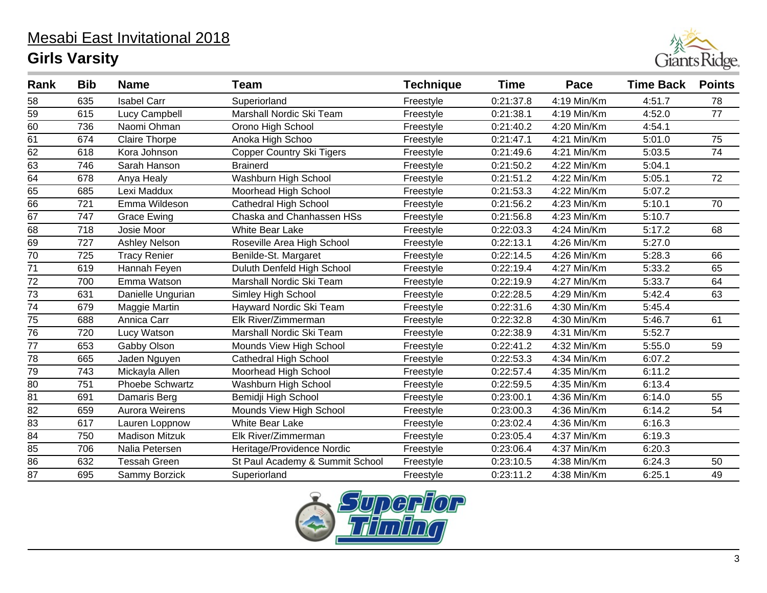# Mesabi East Invitational 2018

## Girls Varsity

| Rank | Bib | Name | Team | Technique | Time | Pace | Time Back | Points |
|---|---|---|---|---|---|---|---|---|
| 58 | 635 | Isabel Carr | Superiorland | Freestyle | 0:21:37.8 | 4:19 Min/Km | 4:51.7 | 78 |
| 59 | 615 | Lucy Campbell | Marshall Nordic Ski Team | Freestyle | 0:21:38.1 | 4:19 Min/Km | 4:52.0 | 77 |
| 60 | 736 | Naomi Ohman | Orono High School | Freestyle | 0:21:40.2 | 4:20 Min/Km | 4:54.1 | |
| 61 | 674 | Claire Thorpe | Anoka High Schoo | Freestyle | 0:21:47.1 | 4:21 Min/Km | 5:01.0 | 75 |
| 62 | 618 | Kora Johnson | Copper Country Ski Tigers | Freestyle | 0:21:49.6 | 4:21 Min/Km | 5:03.5 | 74 |
| 63 | 746 | Sarah Hanson | Brainerd | Freestyle | 0:21:50.2 | 4:22 Min/Km | 5:04.1 | |
| 64 | 678 | Anya Healy | Washburn High School | Freestyle | 0:21:51.2 | 4:22 Min/Km | 5:05.1 | 72 |
| 65 | 685 | Lexi Maddux | Moorhead High School | Freestyle | 0:21:53.3 | 4:22 Min/Km | 5:07.2 | |
| 66 | 721 | Emma Wildeson | Cathedral High School | Freestyle | 0:21:56.2 | 4:23 Min/Km | 5:10.1 | 70 |
| 67 | 747 | Grace Ewing | Chaska and Chanhassen HSs | Freestyle | 0:21:56.8 | 4:23 Min/Km | 5:10.7 | |
| 68 | 718 | Josie Moor | White Bear Lake | Freestyle | 0:22:03.3 | 4:24 Min/Km | 5:17.2 | 68 |
| 69 | 727 | Ashley Nelson | Roseville Area High School | Freestyle | 0:22:13.1 | 4:26 Min/Km | 5:27.0 | |
| 70 | 725 | Tracy Renier | Benilde-St. Margaret | Freestyle | 0:22:14.5 | 4:26 Min/Km | 5:28.3 | 66 |
| 71 | 619 | Hannah Feyen | Duluth Denfeld High School | Freestyle | 0:22:19.4 | 4:27 Min/Km | 5:33.2 | 65 |
| 72 | 700 | Emma Watson | Marshall Nordic Ski Team | Freestyle | 0:22:19.9 | 4:27 Min/Km | 5:33.7 | 64 |
| 73 | 631 | Danielle Ungurian | Simley High School | Freestyle | 0:22:28.5 | 4:29 Min/Km | 5:42.4 | 63 |
| 74 | 679 | Maggie Martin | Hayward Nordic Ski Team | Freestyle | 0:22:31.6 | 4:30 Min/Km | 5:45.4 | |
| 75 | 688 | Annica Carr | Elk River/Zimmerman | Freestyle | 0:22:32.8 | 4:30 Min/Km | 5:46.7 | 61 |
| 76 | 720 | Lucy Watson | Marshall Nordic Ski Team | Freestyle | 0:22:38.9 | 4:31 Min/Km | 5:52.7 | |
| 77 | 653 | Gabby Olson | Mounds View High School | Freestyle | 0:22:41.2 | 4:32 Min/Km | 5:55.0 | 59 |
| 78 | 665 | Jaden Nguyen | Cathedral High School | Freestyle | 0:22:53.3 | 4:34 Min/Km | 6:07.2 | |
| 79 | 743 | Mickayla Allen | Moorhead High School | Freestyle | 0:22:57.4 | 4:35 Min/Km | 6:11.2 | |
| 80 | 751 | Phoebe Schwartz | Washburn High School | Freestyle | 0:22:59.5 | 4:35 Min/Km | 6:13.4 | |
| 81 | 691 | Damaris Berg | Bemidji High School | Freestyle | 0:23:00.1 | 4:36 Min/Km | 6:14.0 | 55 |
| 82 | 659 | Aurora Weirens | Mounds View High School | Freestyle | 0:23:00.3 | 4:36 Min/Km | 6:14.2 | 54 |
| 83 | 617 | Lauren Loppnow | White Bear Lake | Freestyle | 0:23:02.4 | 4:36 Min/Km | 6:16.3 | |
| 84 | 750 | Madison Mitzuk | Elk River/Zimmerman | Freestyle | 0:23:05.4 | 4:37 Min/Km | 6:19.3 | |
| 85 | 706 | Nalia Petersen | Heritage/Providence Nordic | Freestyle | 0:23:06.4 | 4:37 Min/Km | 6:20.3 | |
| 86 | 632 | Tessah Green | St Paul Academy & Summit School | Freestyle | 0:23:10.5 | 4:38 Min/Km | 6:24.3 | 50 |
| 87 | 695 | Sammy Borzick | Superiorland | Freestyle | 0:23:11.2 | 4:38 Min/Km | 6:25.1 | 49 |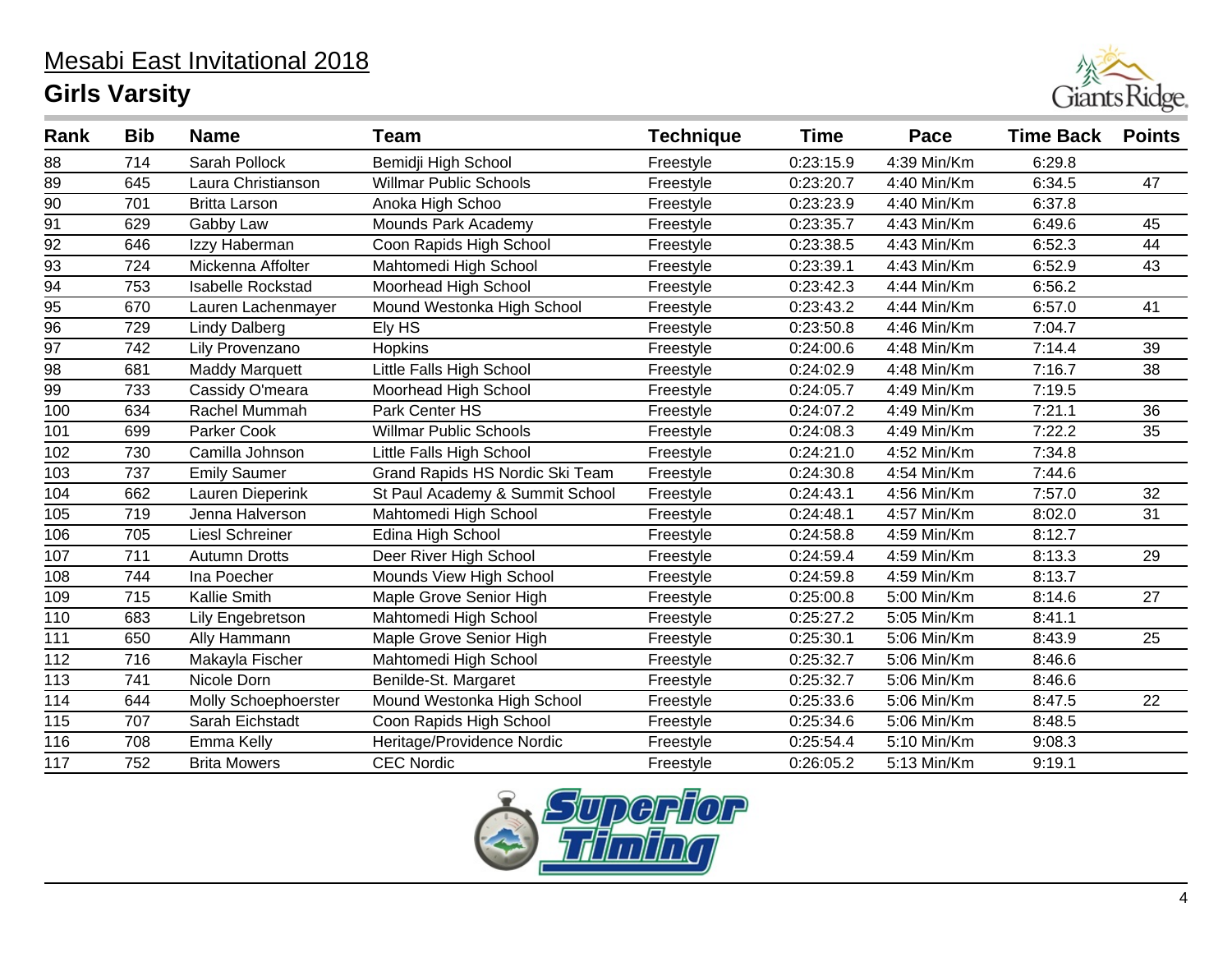# Mesabi East Invitational 2018

## Girls Varsity

| Rank | Bib | Name | Team | Technique | Time | Pace | Time Back | Points |
|---|---|---|---|---|---|---|---|---|
| 88 | 714 | Sarah Pollock | Bemidji High School | Freestyle | 0:23:15.9 | 4:39 Min/Km | 6:29.8 | |
| 89 | 645 | Laura Christianson | Willmar Public Schools | Freestyle | 0:23:20.7 | 4:40 Min/Km | 6:34.5 | 47 |
| 90 | 701 | Britta Larson | Anoka High Schoo | Freestyle | 0:23:23.9 | 4:40 Min/Km | 6:37.8 | |
| 91 | 629 | Gabby Law | Mounds Park Academy | Freestyle | 0:23:35.7 | 4:43 Min/Km | 6:49.6 | 45 |
| 92 | 646 | Izzy Haberman | Coon Rapids High School | Freestyle | 0:23:38.5 | 4:43 Min/Km | 6:52.3 | 44 |
| 93 | 724 | Mickenna Affolter | Mahtomedi High School | Freestyle | 0:23:39.1 | 4:43 Min/Km | 6:52.9 | 43 |
| 94 | 753 | Isabelle Rockstad | Moorhead High School | Freestyle | 0:23:42.3 | 4:44 Min/Km | 6:56.2 | |
| 95 | 670 | Lauren Lachenmayer | Mound Westonka High School | Freestyle | 0:23:43.2 | 4:44 Min/Km | 6:57.0 | 41 |
| 96 | 729 | Lindy Dalberg | Ely HS | Freestyle | 0:23:50.8 | 4:46 Min/Km | 7:04.7 | |
| 97 | 742 | Lily Provenzano | Hopkins | Freestyle | 0:24:00.6 | 4:48 Min/Km | 7:14.4 | 39 |
| 98 | 681 | Maddy Marquett | Little Falls High School | Freestyle | 0:24:02.9 | 4:48 Min/Km | 7:16.7 | 38 |
| 99 | 733 | Cassidy O'meara | Moorhead High School | Freestyle | 0:24:05.7 | 4:49 Min/Km | 7:19.5 | |
| 100 | 634 | Rachel Mummah | Park Center HS | Freestyle | 0:24:07.2 | 4:49 Min/Km | 7:21.1 | 36 |
| 101 | 699 | Parker Cook | Willmar Public Schools | Freestyle | 0:24:08.3 | 4:49 Min/Km | 7:22.2 | 35 |
| 102 | 730 | Camilla Johnson | Little Falls High School | Freestyle | 0:24:21.0 | 4:52 Min/Km | 7:34.8 | |
| 103 | 737 | Emily Saumer | Grand Rapids HS Nordic Ski Team | Freestyle | 0:24:30.8 | 4:54 Min/Km | 7:44.6 | |
| 104 | 662 | Lauren Dieperink | St Paul Academy & Summit School | Freestyle | 0:24:43.1 | 4:56 Min/Km | 7:57.0 | 32 |
| 105 | 719 | Jenna Halverson | Mahtomedi High School | Freestyle | 0:24:48.1 | 4:57 Min/Km | 8:02.0 | 31 |
| 106 | 705 | Liesl Schreiner | Edina High School | Freestyle | 0:24:58.8 | 4:59 Min/Km | 8:12.7 | |
| 107 | 711 | Autumn Drotts | Deer River High School | Freestyle | 0:24:59.4 | 4:59 Min/Km | 8:13.3 | 29 |
| 108 | 744 | Ina Poecher | Mounds View High School | Freestyle | 0:24:59.8 | 4:59 Min/Km | 8:13.7 | |
| 109 | 715 | Kallie Smith | Maple Grove Senior High | Freestyle | 0:25:00.8 | 5:00 Min/Km | 8:14.6 | 27 |
| 110 | 683 | Lily Engebretson | Mahtomedi High School | Freestyle | 0:25:27.2 | 5:05 Min/Km | 8:41.1 | |
| 111 | 650 | Ally Hammann | Maple Grove Senior High | Freestyle | 0:25:30.1 | 5:06 Min/Km | 8:43.9 | 25 |
| 112 | 716 | Makayla Fischer | Mahtomedi High School | Freestyle | 0:25:32.7 | 5:06 Min/Km | 8:46.6 | |
| 113 | 741 | Nicole Dorn | Benilde-St. Margaret | Freestyle | 0:25:32.7 | 5:06 Min/Km | 8:46.6 | |
| 114 | 644 | Molly Schoephoerster | Mound Westonka High School | Freestyle | 0:25:33.6 | 5:06 Min/Km | 8:47.5 | 22 |
| 115 | 707 | Sarah Eichstadt | Coon Rapids High School | Freestyle | 0:25:34.6 | 5:06 Min/Km | 8:48.5 | |
| 116 | 708 | Emma Kelly | Heritage/Providence Nordic | Freestyle | 0:25:54.4 | 5:10 Min/Km | 9:08.3 | |
| 117 | 752 | Brita Mowers | CEC Nordic | Freestyle | 0:26:05.2 | 5:13 Min/Km | 9:19.1 | |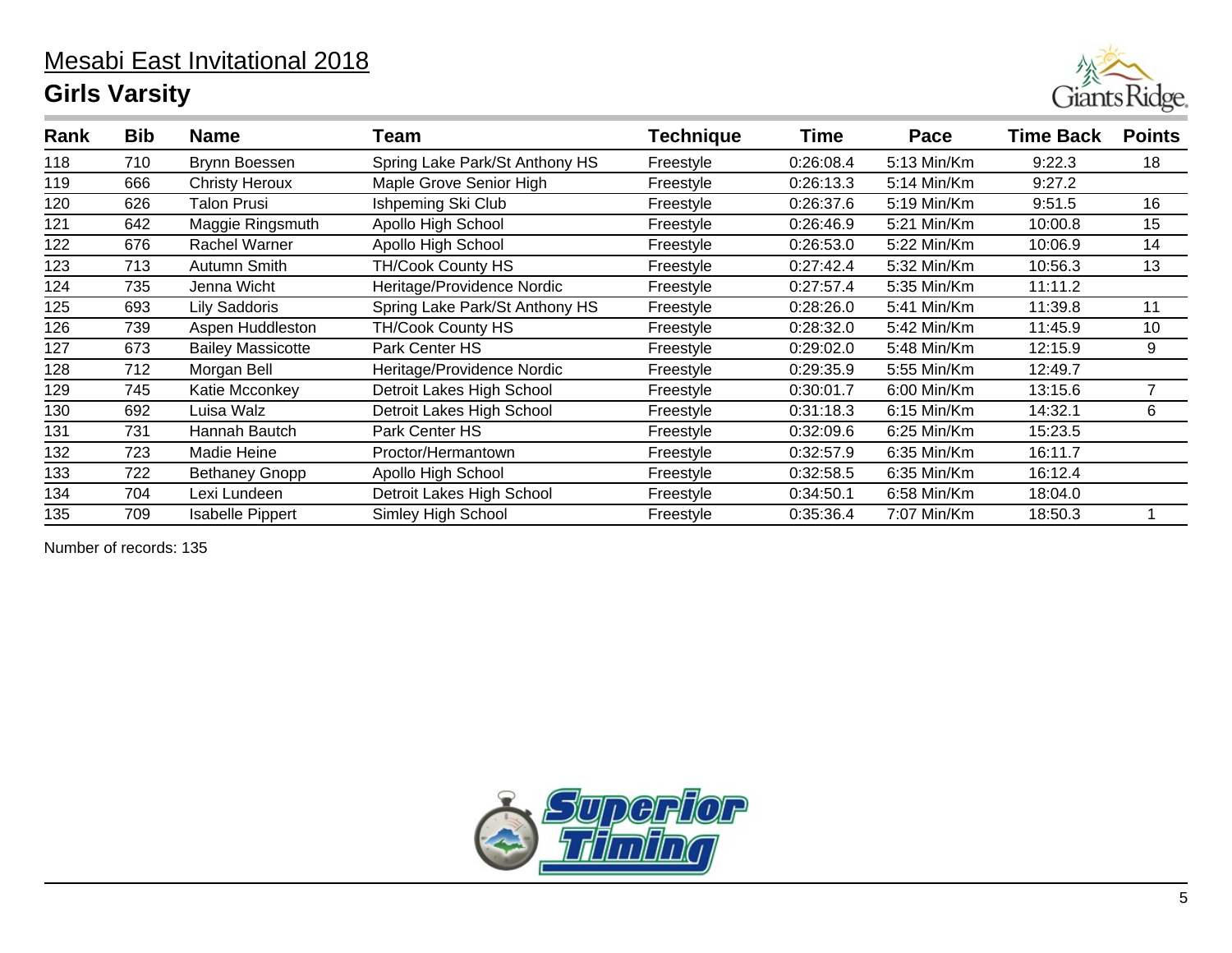# Mesabi East Invitational 2018

## Girls Varsity

| Rank | Bib | Name | Team | Technique | Time | Pace | Time Back | Points |
|---|---|---|---|---|---|---|---|---|
| 118 | 710 | Brynn Boessen | Spring Lake Park/St Anthony HS | Freestyle | 0:26:08.4 | 5:13 Min/Km | 9:22.3 | 18 |
| 119 | 666 | Christy Heroux | Maple Grove Senior High | Freestyle | 0:26:13.3 | 5:14 Min/Km | 9:27.2 | |
| 120 | 626 | Talon Prusi | Ishpeming Ski Club | Freestyle | 0:26:37.6 | 5:19 Min/Km | 9:51.5 | 16 |
| 121 | 642 | Maggie Ringsmuth | Apollo High School | Freestyle | 0:26:46.9 | 5:21 Min/Km | 10:00.8 | 15 |
| 122 | 676 | Rachel Warner | Apollo High School | Freestyle | 0:26:53.0 | 5:22 Min/Km | 10:06.9 | 14 |
| 123 | 713 | Autumn Smith | TH/Cook County HS | Freestyle | 0:27:42.4 | 5:32 Min/Km | 10:56.3 | 13 |
| 124 | 735 | Jenna Wicht | Heritage/Providence Nordic | Freestyle | 0:27:57.4 | 5:35 Min/Km | 11:11.2 | |
| 125 | 693 | Lily Saddoris | Spring Lake Park/St Anthony HS | Freestyle | 0:28:26.0 | 5:41 Min/Km | 11:39.8 | 11 |
| 126 | 739 | Aspen Huddleston | TH/Cook County HS | Freestyle | 0:28:32.0 | 5:42 Min/Km | 11:45.9 | 10 |
| 127 | 673 | Bailey Massicotte | Park Center HS | Freestyle | 0:29:02.0 | 5:48 Min/Km | 12:15.9 | 9 |
| 128 | 712 | Morgan Bell | Heritage/Providence Nordic | Freestyle | 0:29:35.9 | 5:55 Min/Km | 12:49.7 | |
| 129 | 745 | Katie Mcconkey | Detroit Lakes High School | Freestyle | 0:30:01.7 | 6:00 Min/Km | 13:15.6 | 7 |
| 130 | 692 | Luisa Walz | Detroit Lakes High School | Freestyle | 0:31:18.3 | 6:15 Min/Km | 14:32.1 | 6 |
| 131 | 731 | Hannah Bautch | Park Center HS | Freestyle | 0:32:09.6 | 6:25 Min/Km | 15:23.5 | |
| 132 | 723 | Madie Heine | Proctor/Hermantown | Freestyle | 0:32:57.9 | 6:35 Min/Km | 16:11.7 | |
| 133 | 722 | Bethaney Gnopp | Apollo High School | Freestyle | 0:32:58.5 | 6:35 Min/Km | 16:12.4 | |
| 134 | 704 | Lexi Lundeen | Detroit Lakes High School | Freestyle | 0:34:50.1 | 6:58 Min/Km | 18:04.0 | |
| 135 | 709 | Isabelle Pippert | Simley High School | Freestyle | 0:35:36.4 | 7:07 Min/Km | 18:50.3 | 1 |

Number of records: 135